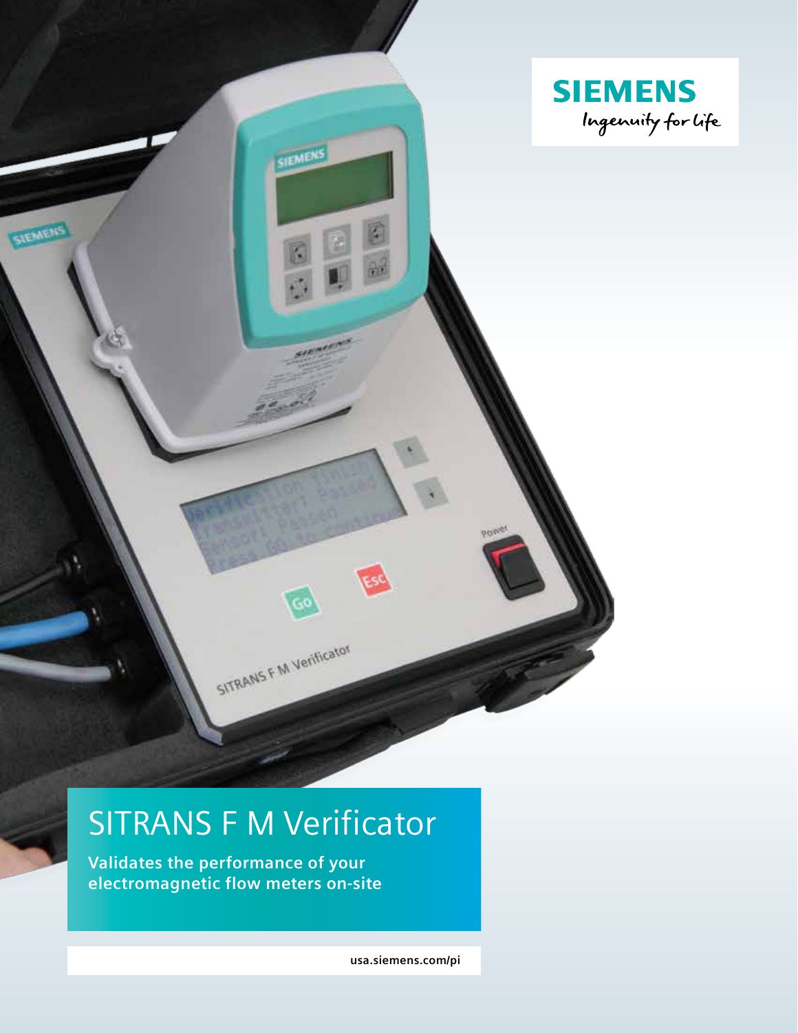# SITRANS F M Verificator

**Validates the performance of your electromagnetic flow meters on-site**

usa.siemens.com/pi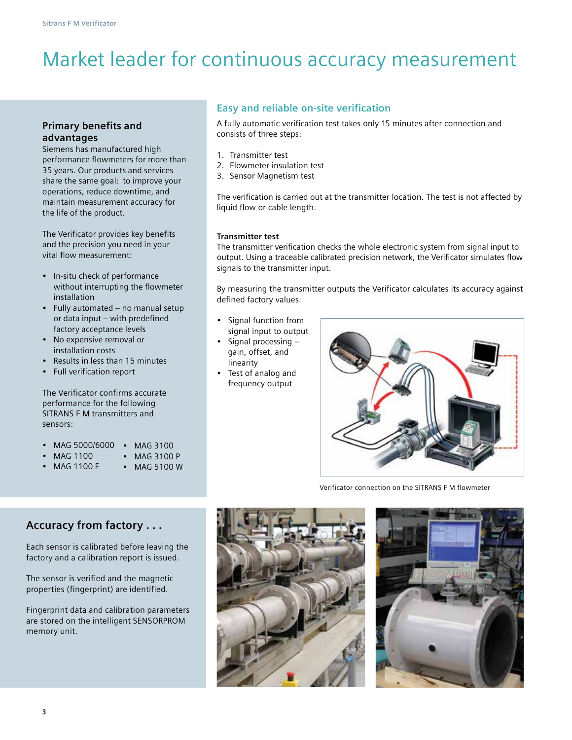# Market leader for continuous accuracy measurement

## Primary benefits and advantages

Siemens has manufactured high performance flowmeters for more than 35 years. Our products and services share the same goal: to improve your operations, reduce downtime, and maintain measurement accuracy for the life of the product.

The Verificator provides key benefits and the precision you need in your vital flow measurement:

- In-situ check of performance without interrupting the flowmeter installation
- Fully automated – no manual setup or data input – with predefined factory acceptance levels
- No expensive removal or installation costs
- Results in less than 15 minutes
- Full verification report

The Verificator confirms accurate performance for the following SITRANS F M transmitters and sensors:

- MAG 5000/6000
- MAG 1100
- MAG 1100 F
- MAG 3100
- MAG 3100 P
- MAG 5100 W

## Easy and reliable on-site verification

A fully automatic verification test takes only 15 minutes after connection and consists of three steps:

1. Transmitter test
2. Flowmeter insulation test
3. Sensor Magnetism test

The verification is carried out at the transmitter location. The test is not affected by liquid flow or cable length.

**Transmitter test**

The transmitter verification checks the whole electronic system from signal input to output. Using a traceable calibrated precision network, the Verificator simulates flow signals to the transmitter input.

By measuring the transmitter outputs the Verificator calculates its accuracy against defined factory values.

- Signal function from signal input to output
- Signal processing – gain, offset, and linearity
- Test of analog and frequency output

Verificator connection on the SITRANS F M flowmeter

## Accuracy from factory . . .

Each sensor is calibrated before leaving the factory and a calibration report is issued.

The sensor is verified and the magnetic properties (fingerprint) are identified.

Fingerprint data and calibration parameters are stored on the intelligent SENSORPROM memory unit.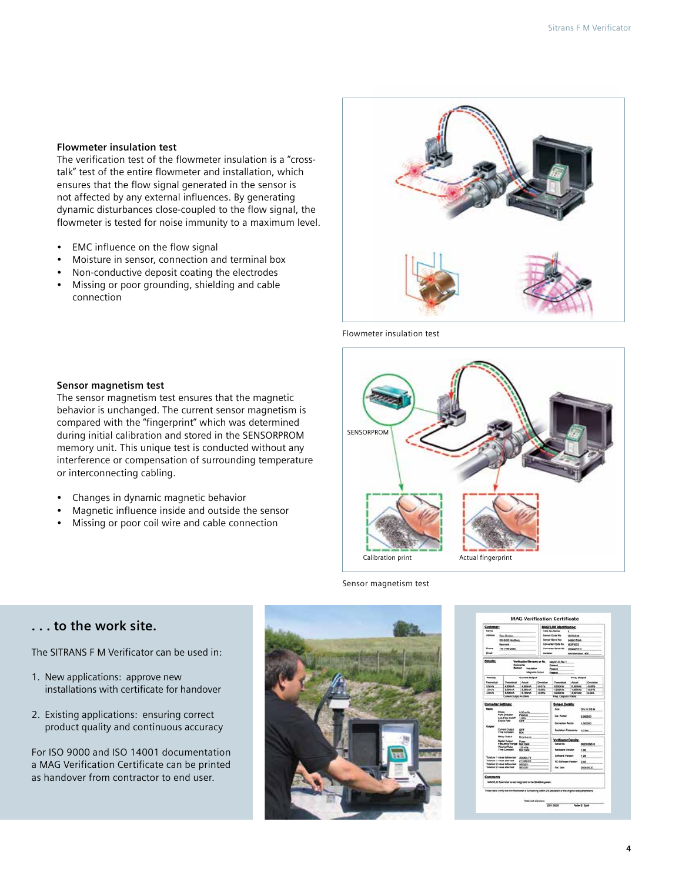### Flowmeter insulation test

The verification test of the flowmeter insulation is a "cross-talk" test of the entire flowmeter and installation, which ensures that the flow signal generated in the sensor is not affected by any external influences. By generating dynamic disturbances close-coupled to the flow signal, the flowmeter is tested for noise immunity to a maximum level.

- EMC influence on the flow signal
- Moisture in sensor, connection and terminal box
- Non-conductive deposit coating the electrodes
- Missing or poor grounding, shielding and cable connection

Flowmeter insulation test

### Sensor magnetism test

The sensor magnetism test ensures that the magnetic behavior is unchanged. The current sensor magnetism is compared with the "fingerprint" which was determined during initial calibration and stored in the SENSORPROM memory unit. This unique test is conducted without any interference or compensation of surrounding temperature or interconnecting cabling.

- Changes in dynamic magnetic behavior
- Magnetic influence inside and outside the sensor
- Missing or poor coil wire and cable connection

SENSORPROM

Calibration print

Actual fingerprint

Sensor magnetism test

## . . . to the work site.

The SITRANS F M Verificator can be used in:

1. New applications: approve new installations with certificate for handover
2. Existing applications: ensuring correct product quality and continuous accuracy

For ISO 9000 and ISO 14001 documentation a MAG Verification Certificate can be printed as handover from contractor to end user.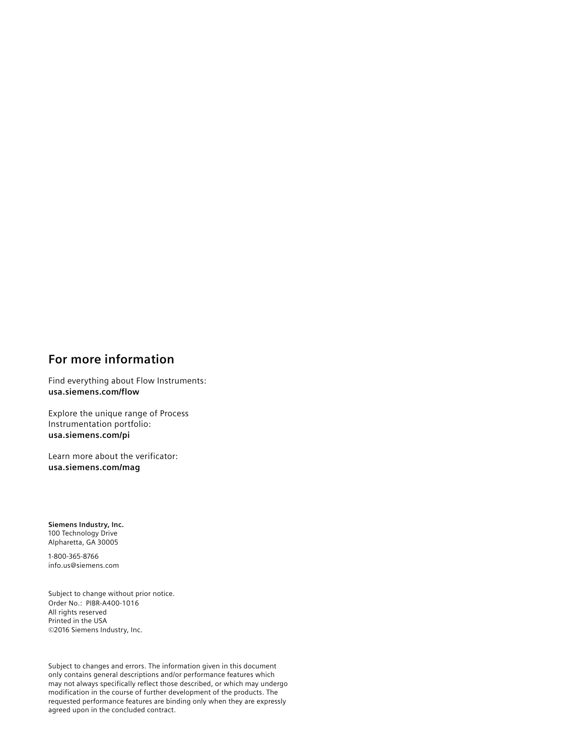## For more information

Find everything about Flow Instruments:
**usa.siemens.com/flow**

Explore the unique range of Process Instrumentation portfolio:
**usa.siemens.com/pi**

Learn more about the verificator:
**usa.siemens.com/mag**

**Siemens Industry, Inc.**
100 Technology Drive
Alpharetta, GA 30005

1-800-365-8766
info.us@siemens.com

Subject to change without prior notice.
Order No.: PIBR-A400-1016
All rights reserved
Printed in the USA
©2016 Siemens Industry, Inc.

Subject to changes and errors. The information given in this document only contains general descriptions and/or performance features which may not always specifically reflect those described, or which may undergo modification in the course of further development of the products. The requested performance features are binding only when they are expressly agreed upon in the concluded contract.